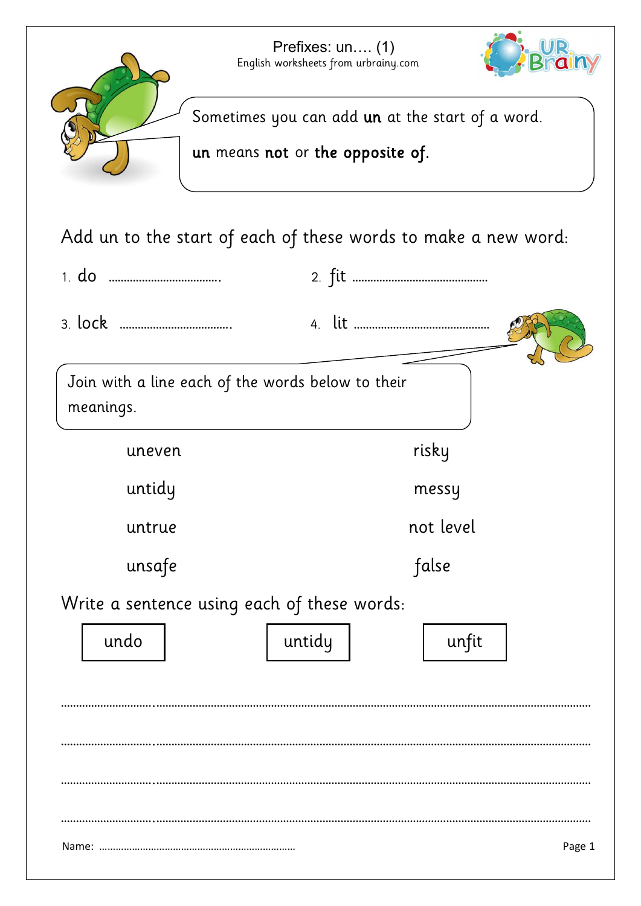# Prefixes: un…. (1)

English worksheets from urbrainy.com

Sometimes you can add **un** at the start of a word.

**un** means **not** or **the opposite of**.

Add un to the start of each of these words to make a new word:

1. do ……………………………….
2. fit ………………………………………
3. lock ……………………………….
4. lit ………………………………………

Join with a line each of the words below to their meanings.

| | |
|---|---|
| uneven | risky |
| untidy | messy |
| untrue | not level |
| unsafe | false |

Write a sentence using each of these words:

| undo | untidy | unfit |
|---|---|---|

…………………………………………………………………………………………………………………………………………

…………………………………………………………………………………………………………………………………………

…………………………………………………………………………………………………………………………………………

…………………………………………………………………………………………………………………………………………

Name: ……………………………………………………………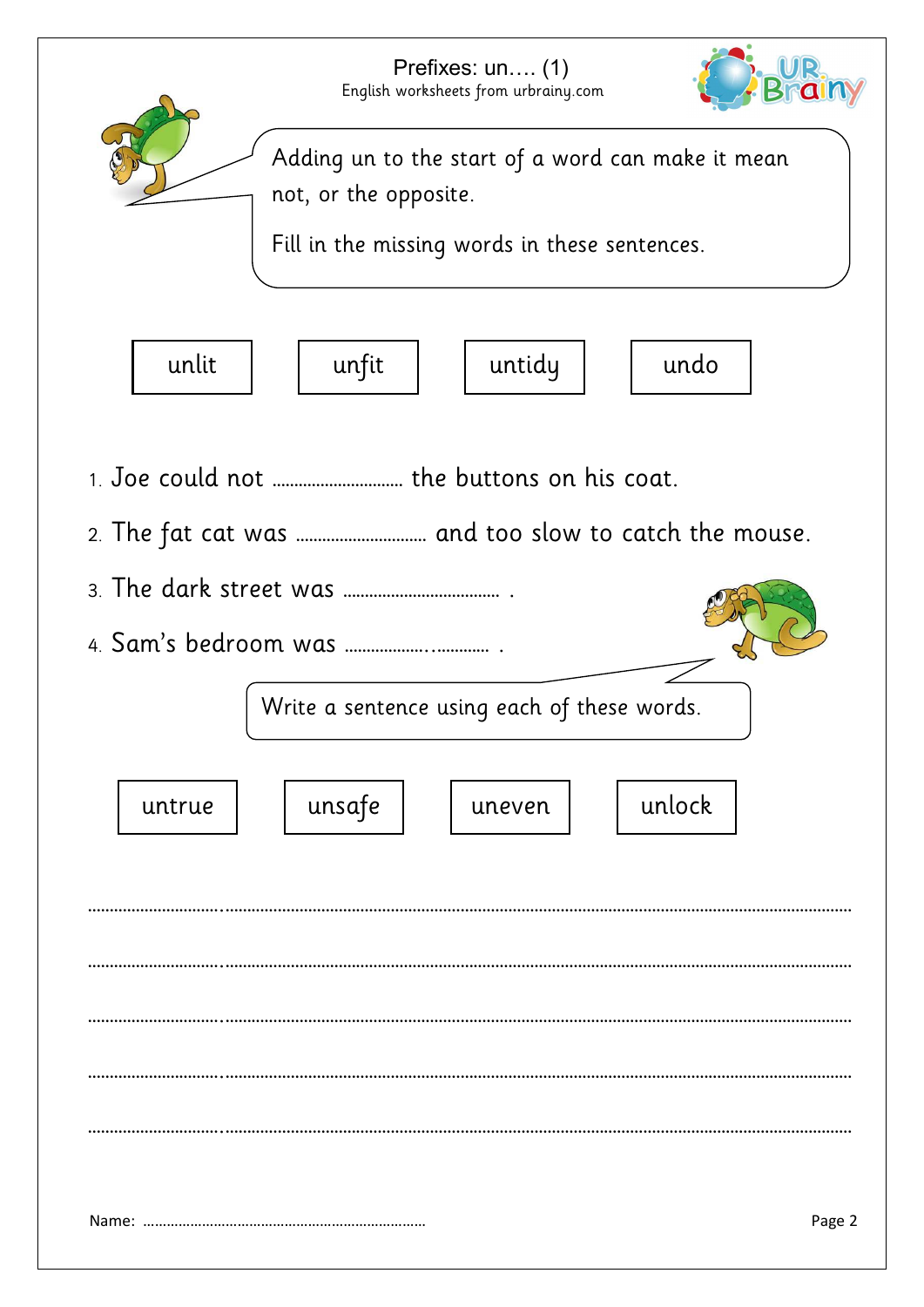# Prefixes: un…. (1)

English worksheets from urbrainy.com

Adding un to the start of a word can make it mean not, or the opposite.

Fill in the missing words in these sentences.

| unlit | unfit | untidy | undo |
|---|---|---|---|

1. Joe could not ............................ the buttons on his coat.
2. The fat cat was ............................ and too slow to catch the mouse.
3. The dark street was .................................. .
4. Sam's bedroom was .................................. .

Write a sentence using each of these words.

| untrue | unsafe | uneven | unlock |
|---|---|---|---|

..............................................................................................................................................

..............................................................................................................................................

..............................................................................................................................................

..............................................................................................................................................

..............................................................................................................................................

Name: ......................................................................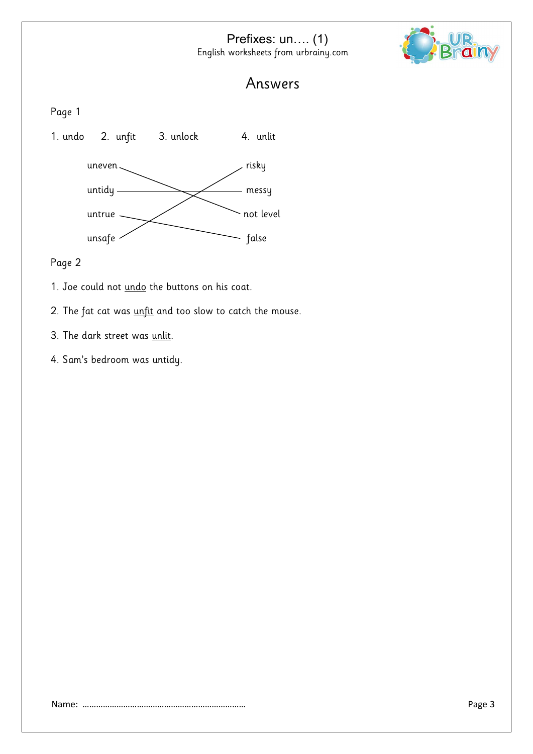# Answers

Page 1

1. undo 2. unfit 3. unlock 4. unlit

| | |
|---|---|
| uneven | not level |
| untidy | messy |
| untrue | false |
| unsafe | risky |

Page 2

1. Joe could not <u>undo</u> the buttons on his coat.

2. The fat cat was <u>unfit</u> and too slow to catch the mouse.

3. The dark street was <u>unlit</u>.

4. Sam's bedroom was untidy.